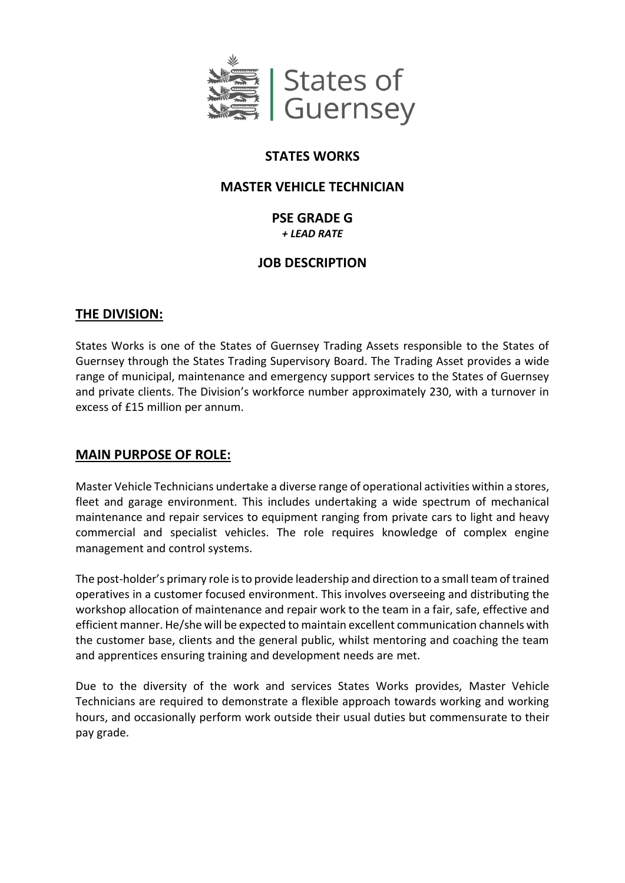States of Guernsey

**STATES WORKS**

**MASTER VEHICLE TECHNICIAN**

**PSE GRADE G**
***+ LEAD RATE***

**JOB DESCRIPTION**

## THE DIVISION:

States Works is one of the States of Guernsey Trading Assets responsible to the States of Guernsey through the States Trading Supervisory Board. The Trading Asset provides a wide range of municipal, maintenance and emergency support services to the States of Guernsey and private clients. The Division's workforce number approximately 230, with a turnover in excess of £15 million per annum.

## MAIN PURPOSE OF ROLE:

Master Vehicle Technicians undertake a diverse range of operational activities within a stores, fleet and garage environment. This includes undertaking a wide spectrum of mechanical maintenance and repair services to equipment ranging from private cars to light and heavy commercial and specialist vehicles. The role requires knowledge of complex engine management and control systems.

The post-holder's primary role is to provide leadership and direction to a small team of trained operatives in a customer focused environment. This involves overseeing and distributing the workshop allocation of maintenance and repair work to the team in a fair, safe, effective and efficient manner. He/she will be expected to maintain excellent communication channels with the customer base, clients and the general public, whilst mentoring and coaching the team and apprentices ensuring training and development needs are met.

Due to the diversity of the work and services States Works provides, Master Vehicle Technicians are required to demonstrate a flexible approach towards working and working hours, and occasionally perform work outside their usual duties but commensurate to their pay grade.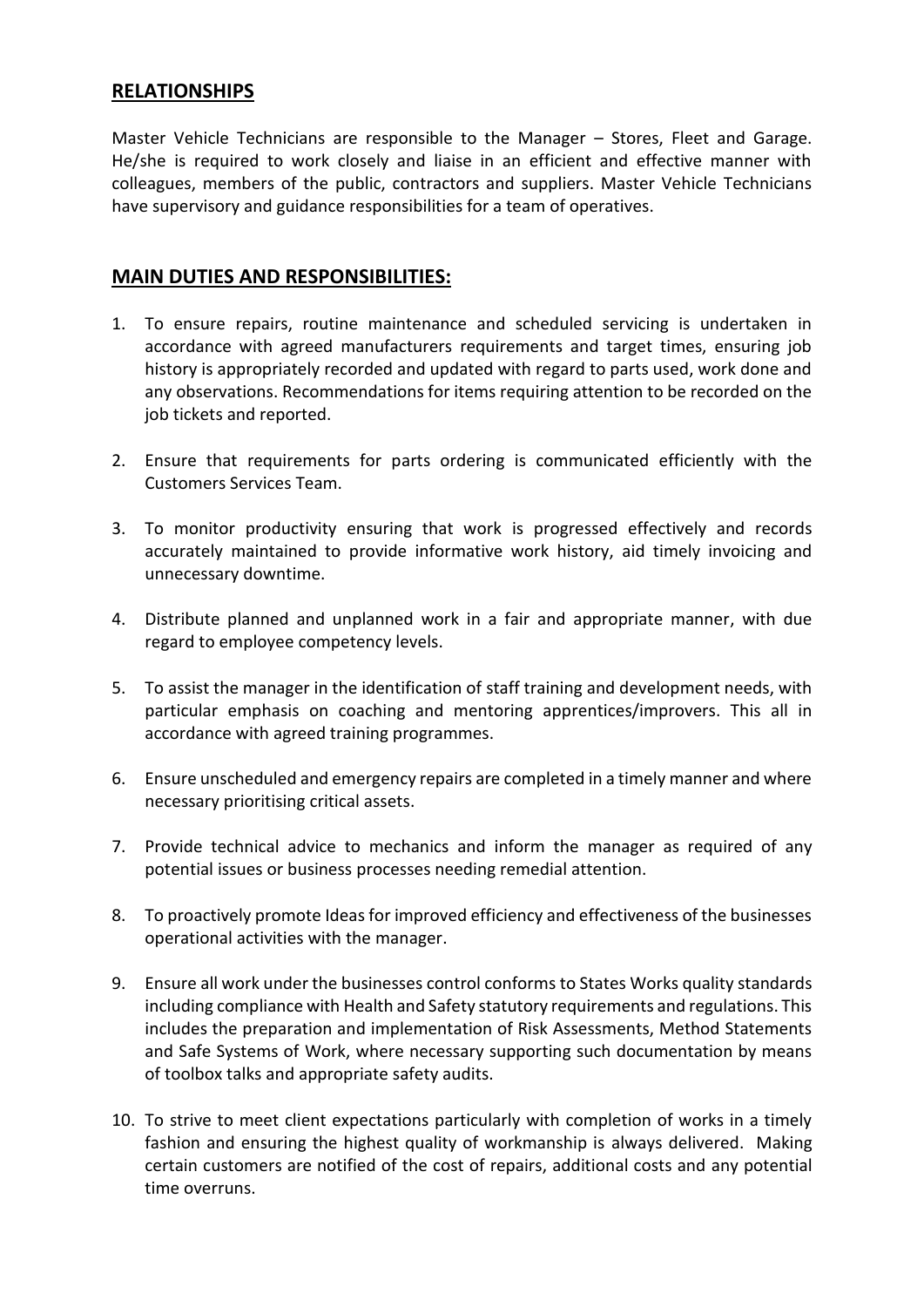## RELATIONSHIPS

Master Vehicle Technicians are responsible to the Manager – Stores, Fleet and Garage. He/she is required to work closely and liaise in an efficient and effective manner with colleagues, members of the public, contractors and suppliers. Master Vehicle Technicians have supervisory and guidance responsibilities for a team of operatives.

## MAIN DUTIES AND RESPONSIBILITIES:

1. To ensure repairs, routine maintenance and scheduled servicing is undertaken in accordance with agreed manufacturers requirements and target times, ensuring job history is appropriately recorded and updated with regard to parts used, work done and any observations. Recommendations for items requiring attention to be recorded on the job tickets and reported.
2. Ensure that requirements for parts ordering is communicated efficiently with the Customers Services Team.
3. To monitor productivity ensuring that work is progressed effectively and records accurately maintained to provide informative work history, aid timely invoicing and unnecessary downtime.
4. Distribute planned and unplanned work in a fair and appropriate manner, with due regard to employee competency levels.
5. To assist the manager in the identification of staff training and development needs, with particular emphasis on coaching and mentoring apprentices/improvers. This all in accordance with agreed training programmes.
6. Ensure unscheduled and emergency repairs are completed in a timely manner and where necessary prioritising critical assets.
7. Provide technical advice to mechanics and inform the manager as required of any potential issues or business processes needing remedial attention.
8. To proactively promote Ideas for improved efficiency and effectiveness of the businesses operational activities with the manager.
9. Ensure all work under the businesses control conforms to States Works quality standards including compliance with Health and Safety statutory requirements and regulations. This includes the preparation and implementation of Risk Assessments, Method Statements and Safe Systems of Work, where necessary supporting such documentation by means of toolbox talks and appropriate safety audits.
10. To strive to meet client expectations particularly with completion of works in a timely fashion and ensuring the highest quality of workmanship is always delivered. Making certain customers are notified of the cost of repairs, additional costs and any potential time overruns.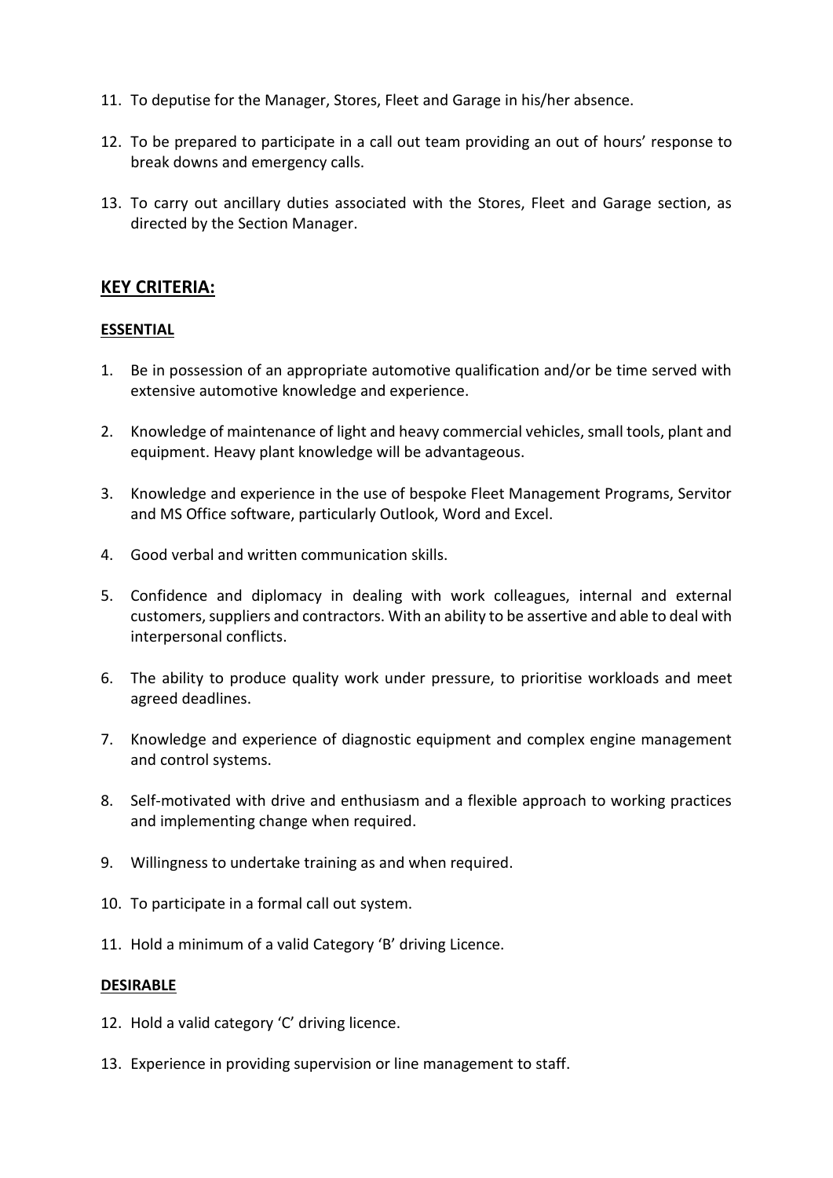11. To deputise for the Manager, Stores, Fleet and Garage in his/her absence.

12. To be prepared to participate in a call out team providing an out of hours' response to break downs and emergency calls.

13. To carry out ancillary duties associated with the Stores, Fleet and Garage section, as directed by the Section Manager.

## KEY CRITERIA:

### ESSENTIAL

1. Be in possession of an appropriate automotive qualification and/or be time served with extensive automotive knowledge and experience.

2. Knowledge of maintenance of light and heavy commercial vehicles, small tools, plant and equipment. Heavy plant knowledge will be advantageous.

3. Knowledge and experience in the use of bespoke Fleet Management Programs, Servitor and MS Office software, particularly Outlook, Word and Excel.

4. Good verbal and written communication skills.

5. Confidence and diplomacy in dealing with work colleagues, internal and external customers, suppliers and contractors. With an ability to be assertive and able to deal with interpersonal conflicts.

6. The ability to produce quality work under pressure, to prioritise workloads and meet agreed deadlines.

7. Knowledge and experience of diagnostic equipment and complex engine management and control systems.

8. Self-motivated with drive and enthusiasm and a flexible approach to working practices and implementing change when required.

9. Willingness to undertake training as and when required.

10. To participate in a formal call out system.

11. Hold a minimum of a valid Category 'B' driving Licence.

### DESIRABLE

12. Hold a valid category 'C' driving licence.

13. Experience in providing supervision or line management to staff.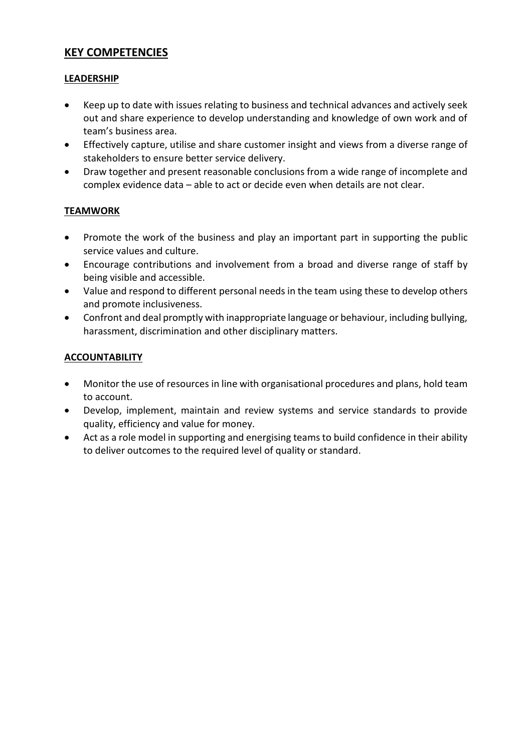## KEY COMPETENCIES

### LEADERSHIP

- Keep up to date with issues relating to business and technical advances and actively seek out and share experience to develop understanding and knowledge of own work and of team's business area.
- Effectively capture, utilise and share customer insight and views from a diverse range of stakeholders to ensure better service delivery.
- Draw together and present reasonable conclusions from a wide range of incomplete and complex evidence data – able to act or decide even when details are not clear.

### TEAMWORK

- Promote the work of the business and play an important part in supporting the public service values and culture.
- Encourage contributions and involvement from a broad and diverse range of staff by being visible and accessible.
- Value and respond to different personal needs in the team using these to develop others and promote inclusiveness.
- Confront and deal promptly with inappropriate language or behaviour, including bullying, harassment, discrimination and other disciplinary matters.

### ACCOUNTABILITY

- Monitor the use of resources in line with organisational procedures and plans, hold team to account.
- Develop, implement, maintain and review systems and service standards to provide quality, efficiency and value for money.
- Act as a role model in supporting and energising teams to build confidence in their ability to deliver outcomes to the required level of quality or standard.